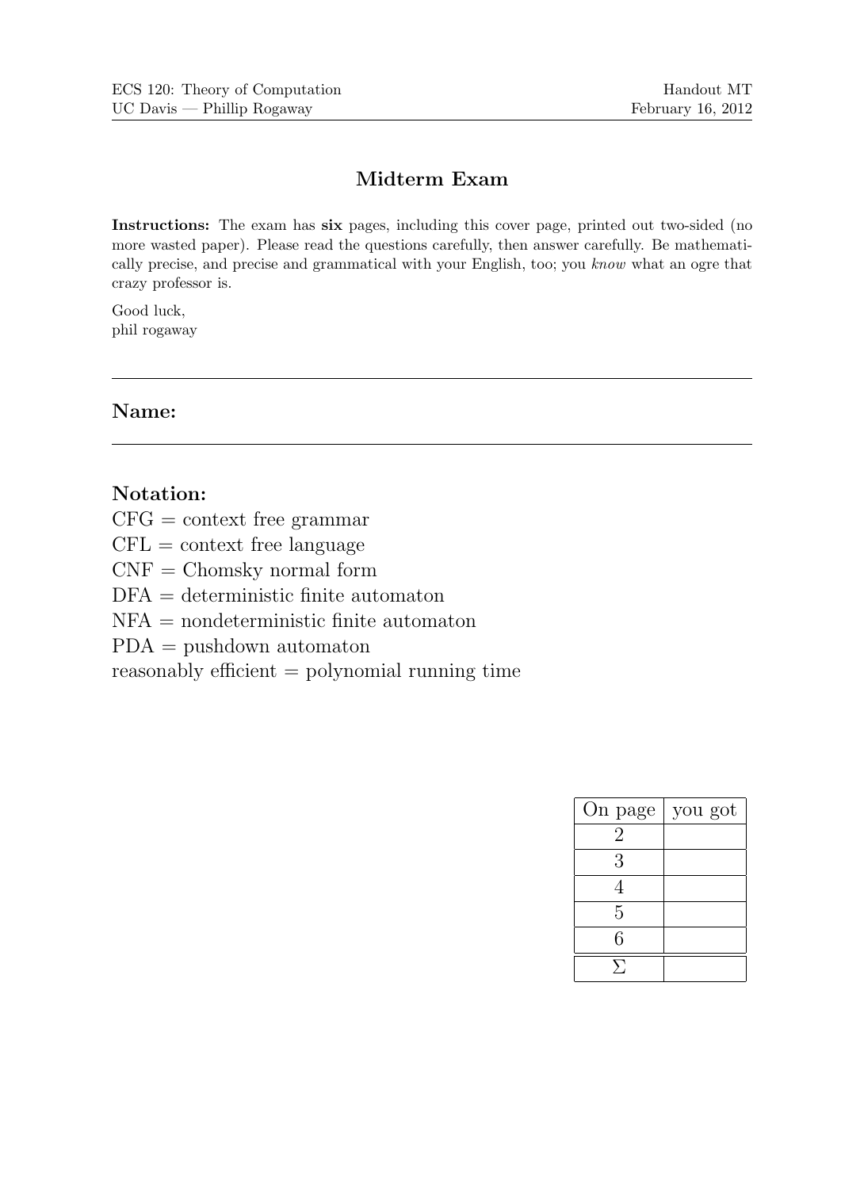ECS 120: Theory of Computation
UC Davis — Phillip Rogaway

Handout MT
February 16, 2012

# Midterm Exam

**Instructions:** The exam has **six** pages, including this cover page, printed out two-sided (no more wasted paper). Please read the questions carefully, then answer carefully. Be mathematically precise, and precise and grammatical with your English, too; you *know* what an ogre that crazy professor is.

Good luck,
phil rogaway

---

## Name:

---

## Notation:

CFG = context free grammar
CFL = context free language
CNF = Chomsky normal form
DFA = deterministic finite automaton
NFA = nondeterministic finite automaton
PDA = pushdown automaton
reasonably efficient = polynomial running time

| On page | you got |
| --- | --- |
| 2 | |
| 3 | |
| 4 | |
| 5 | |
| 6 | |
| $\Sigma$ | |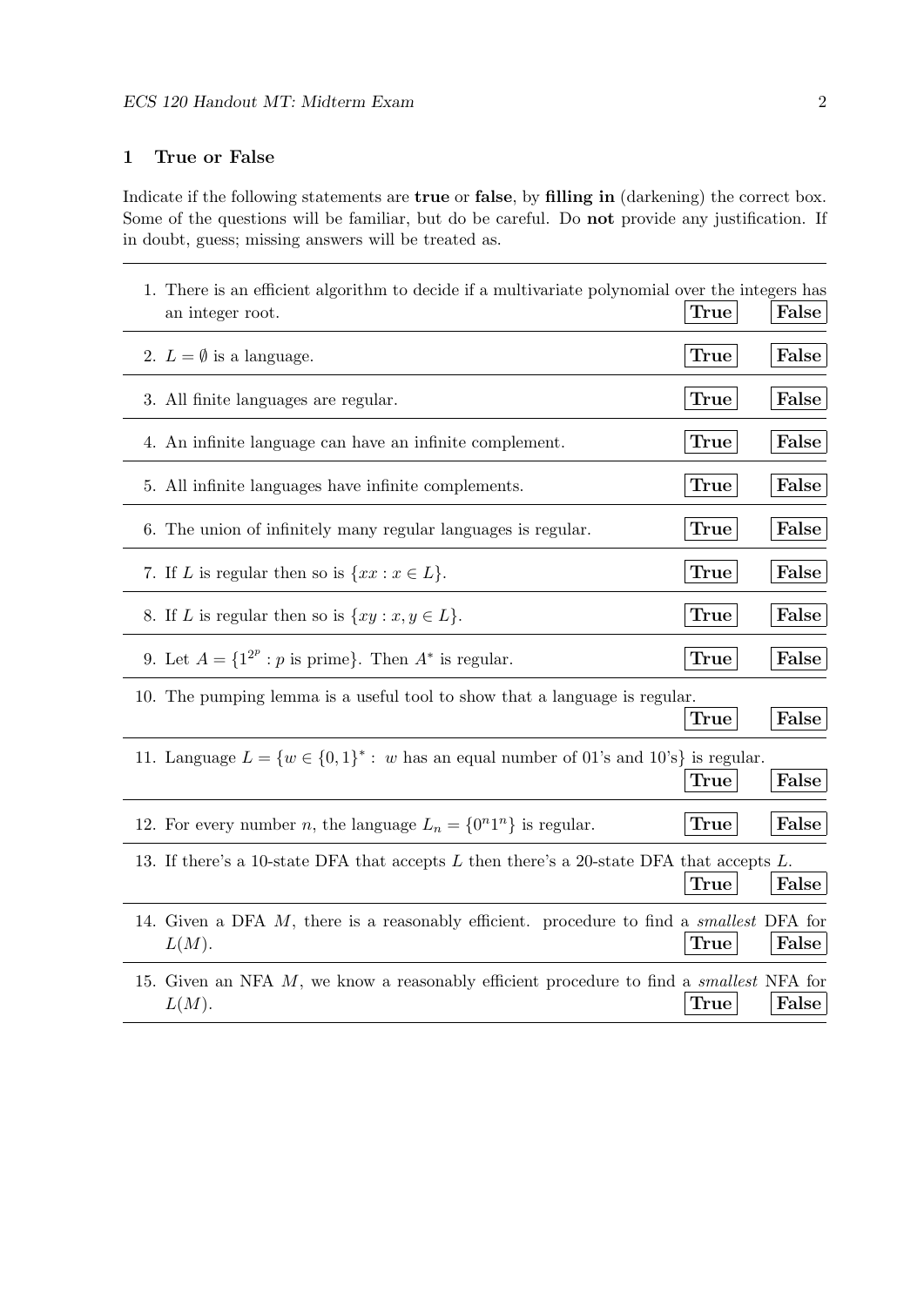## 1 True or False

Indicate if the following statements are **true** or **false**, by **filling in** (darkening) the correct box. Some of the questions will be familiar, but do be careful. Do **not** provide any justification. If in doubt, guess; missing answers will be treated as.

1. There is an efficient algorithm to decide if a multivariate polynomial over the integers has an integer root. **True** **False**
2. $L = \emptyset$ is a language. **True** **False**
3. All finite languages are regular. **True** **False**
4. An infinite language can have an infinite complement. **True** **False**
5. All infinite languages have infinite complements. **True** **False**
6. The union of infinitely many regular languages is regular. **True** **False**
7. If $L$ is regular then so is $\{xx : x \in L\}$. **True** **False**
8. If $L$ is regular then so is $\{xy : x, y \in L\}$. **True** **False**
9. Let $A = \{1^{2^p} : p \text{ is prime}\}$. Then $A^*$ is regular. **True** **False**
10. The pumping lemma is a useful tool to show that a language is regular. **True** **False**
11. Language $L = \{w \in \{0,1\}^* : w \text{ has an equal number of 01's and 10's}\}$ is regular. **True** **False**
12. For every number $n$, the language $L_n = \{0^n 1^n\}$ is regular. **True** **False**
13. If there's a 10-state DFA that accepts $L$ then there's a 20-state DFA that accepts $L$. **True** **False**
14. Given a DFA $M$, there is a reasonably efficient. procedure to find a *smallest* DFA for $L(M)$. **True** **False**
15. Given an NFA $M$, we know a reasonably efficient procedure to find a *smallest* NFA for $L(M)$. **True** **False**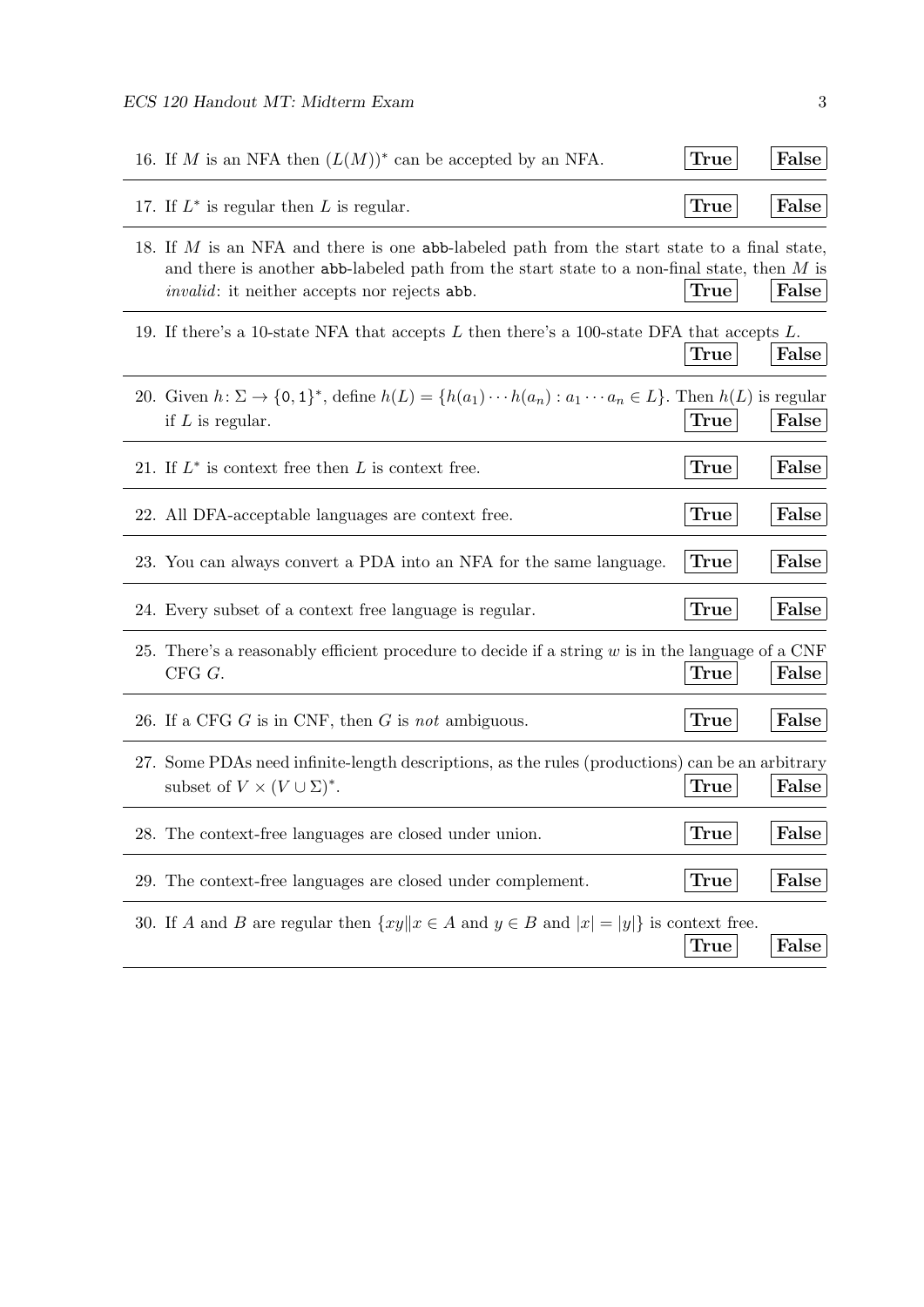16. If $M$ is an NFA then $(L(M))^*$ can be accepted by an NFA. **True** **False**

17. If $L^*$ is regular then $L$ is regular. **True** **False**

18. If $M$ is an NFA and there is one `abb`-labeled path from the start state to a final state, and there is another `abb`-labeled path from the start state to a non-final state, then $M$ is *invalid*: it neither accepts nor rejects `abb`. **True** **False**

19. If there's a 10-state NFA that accepts $L$ then there's a 100-state DFA that accepts $L$. **True** **False**

20. Given $h\colon \Sigma \to \{\mathtt{0}, \mathtt{1}\}^*$, define $h(L) = \{h(a_1) \cdots h(a_n) : a_1 \cdots a_n \in L\}$. Then $h(L)$ is regular if $L$ is regular. **True** **False**

21. If $L^*$ is context free then $L$ is context free. **True** **False**

22. All DFA-acceptable languages are context free. **True** **False**

23. You can always convert a PDA into an NFA for the same language. **True** **False**

24. Every subset of a context free language is regular. **True** **False**

25. There's a reasonably efficient procedure to decide if a string $w$ is in the language of a CNF CFG $G$. **True** **False**

26. If a CFG $G$ is in CNF, then $G$ is *not* ambiguous. **True** **False**

27. Some PDAs need infinite-length descriptions, as the rules (productions) can be an arbitrary subset of $V \times (V \cup \Sigma)^*$. **True** **False**

28. The context-free languages are closed under union. **True** **False**

29. The context-free languages are closed under complement. **True** **False**

30. If $A$ and $B$ are regular then $\{xy \| x \in A \text{ and } y \in B \text{ and } |x| = |y|\}$ is context free. **True** **False**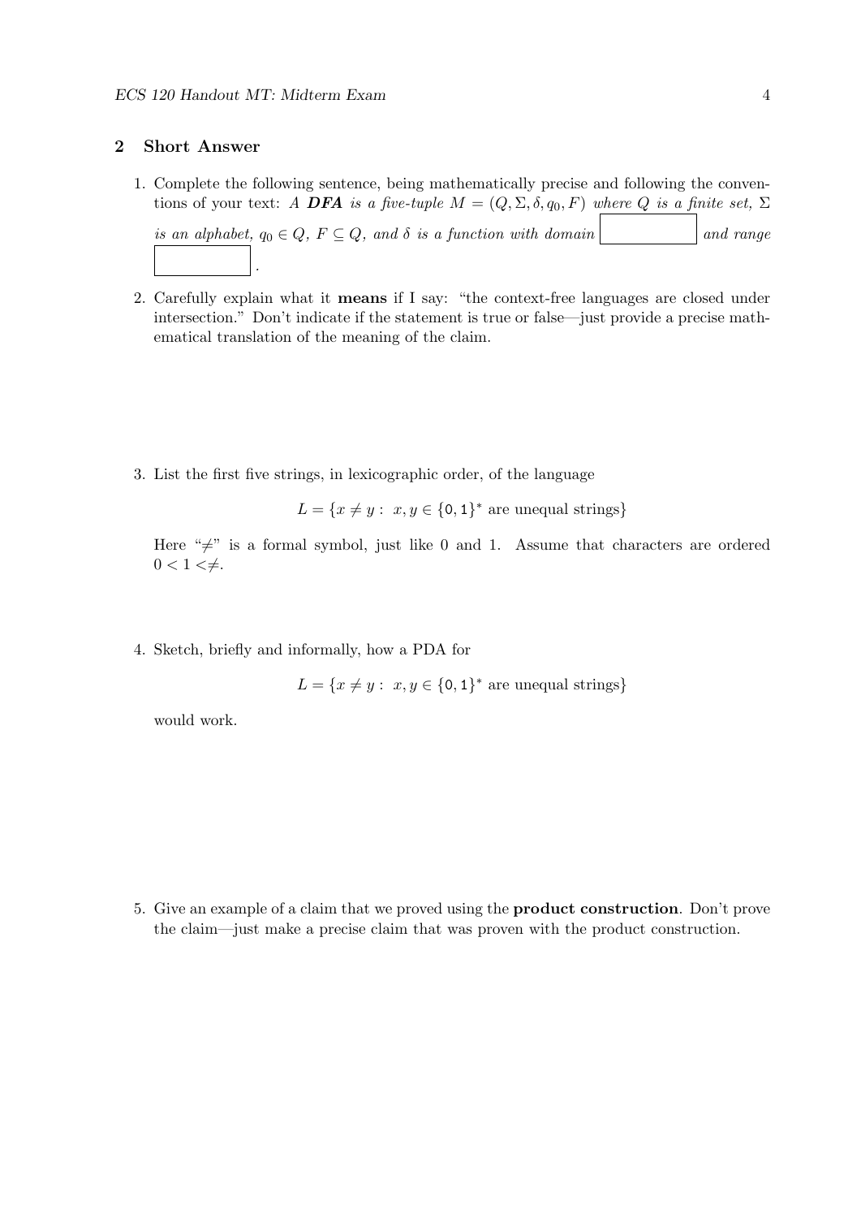## 2 Short Answer

1. Complete the following sentence, being mathematically precise and following the conventions of your text: *A **DFA** is a five-tuple $M = (Q, \Sigma, \delta, q_0, F)$ where $Q$ is a finite set, $\Sigma$ is an alphabet, $q_0 \in Q$, $F \subseteq Q$, and $\delta$ is a function with domain* [ ] *and range* [ ].

2. Carefully explain what it **means** if I say: "the context-free languages are closed under intersection." Don't indicate if the statement is true or false—just provide a precise mathematical translation of the meaning of the claim.

3. List the first five strings, in lexicographic order, of the language

$$L = \{x \neq y : \ x, y \in \{0, 1\}^* \text{ are unequal strings}\}$$

Here "$\neq$" is a formal symbol, just like 0 and 1. Assume that characters are ordered $0 < 1 < \neq$.

4. Sketch, briefly and informally, how a PDA for

$$L = \{x \neq y : \ x, y \in \{0, 1\}^* \text{ are unequal strings}\}$$

would work.

5. Give an example of a claim that we proved using the **product construction**. Don't prove the claim—just make a precise claim that was proven with the product construction.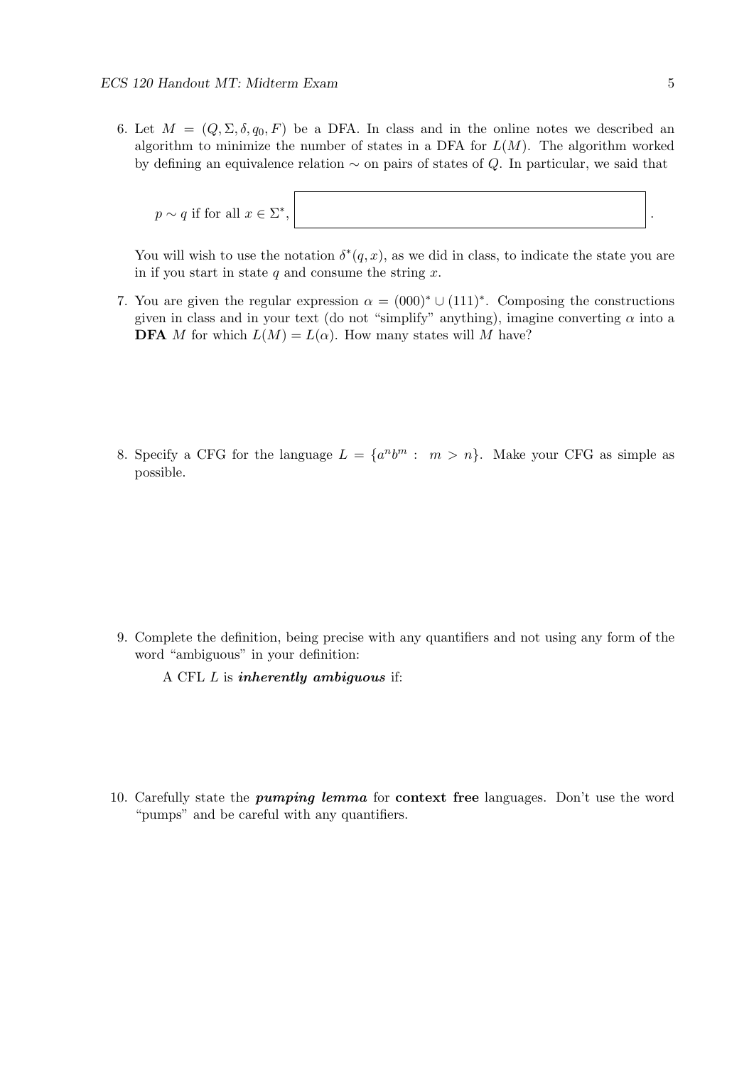6. Let $M = (Q, \Sigma, \delta, q_0, F)$ be a DFA. In class and in the online notes we described an algorithm to minimize the number of states in a DFA for $L(M)$. The algorithm worked by defining an equivalence relation $\sim$ on pairs of states of $Q$. In particular, we said that

   $p \sim q$ if for all $x \in \Sigma^*$, [ ____________________ ].

   You will wish to use the notation $\delta^*(q, x)$, as we did in class, to indicate the state you are in if you start in state $q$ and consume the string $x$.

7. You are given the regular expression $\alpha = (000)^* \cup (111)^*$. Composing the constructions given in class and in your text (do not "simplify" anything), imagine converting $\alpha$ into a **DFA** $M$ for which $L(M) = L(\alpha)$. How many states will $M$ have?

8. Specify a CFG for the language $L = \{a^n b^m : \; m > n\}$. Make your CFG as simple as possible.

9. Complete the definition, being precise with any quantifiers and not using any form of the word "ambiguous" in your definition:

   A CFL $L$ is ***inherently ambiguous*** if:

10. Carefully state the ***pumping lemma*** for **context free** languages. Don't use the word "pumps" and be careful with any quantifiers.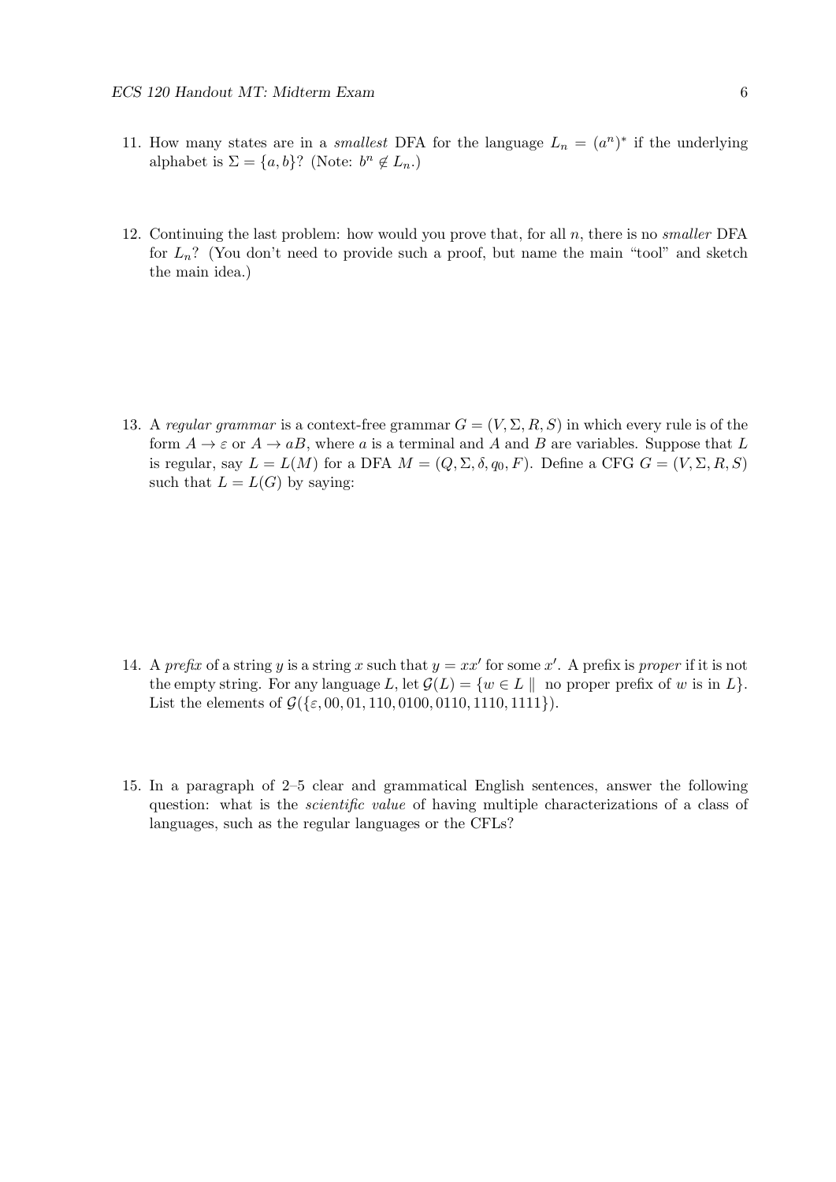11. How many states are in a *smallest* DFA for the language $L_n = (a^n)^*$ if the underlying alphabet is $\Sigma = \{a, b\}$? (Note: $b^n \notin L_n$.)

12. Continuing the last problem: how would you prove that, for all $n$, there is no *smaller* DFA for $L_n$? (You don't need to provide such a proof, but name the main "tool" and sketch the main idea.)

13. A *regular grammar* is a context-free grammar $G = (V, \Sigma, R, S)$ in which every rule is of the form $A \to \varepsilon$ or $A \to aB$, where $a$ is a terminal and $A$ and $B$ are variables. Suppose that $L$ is regular, say $L = L(M)$ for a DFA $M = (Q, \Sigma, \delta, q_0, F)$. Define a CFG $G = (V, \Sigma, R, S)$ such that $L = L(G)$ by saying:

14. A *prefix* of a string $y$ is a string $x$ such that $y = xx'$ for some $x'$. A prefix is *proper* if it is not the empty string. For any language $L$, let $\mathcal{G}(L) = \{w \in L \parallel \text{ no proper prefix of } w \text{ is in } L\}$. List the elements of $\mathcal{G}(\{\varepsilon, 00, 01, 110, 0100, 0110, 1110, 1111\})$.

15. In a paragraph of 2–5 clear and grammatical English sentences, answer the following question: what is the *scientific value* of having multiple characterizations of a class of languages, such as the regular languages or the CFLs?